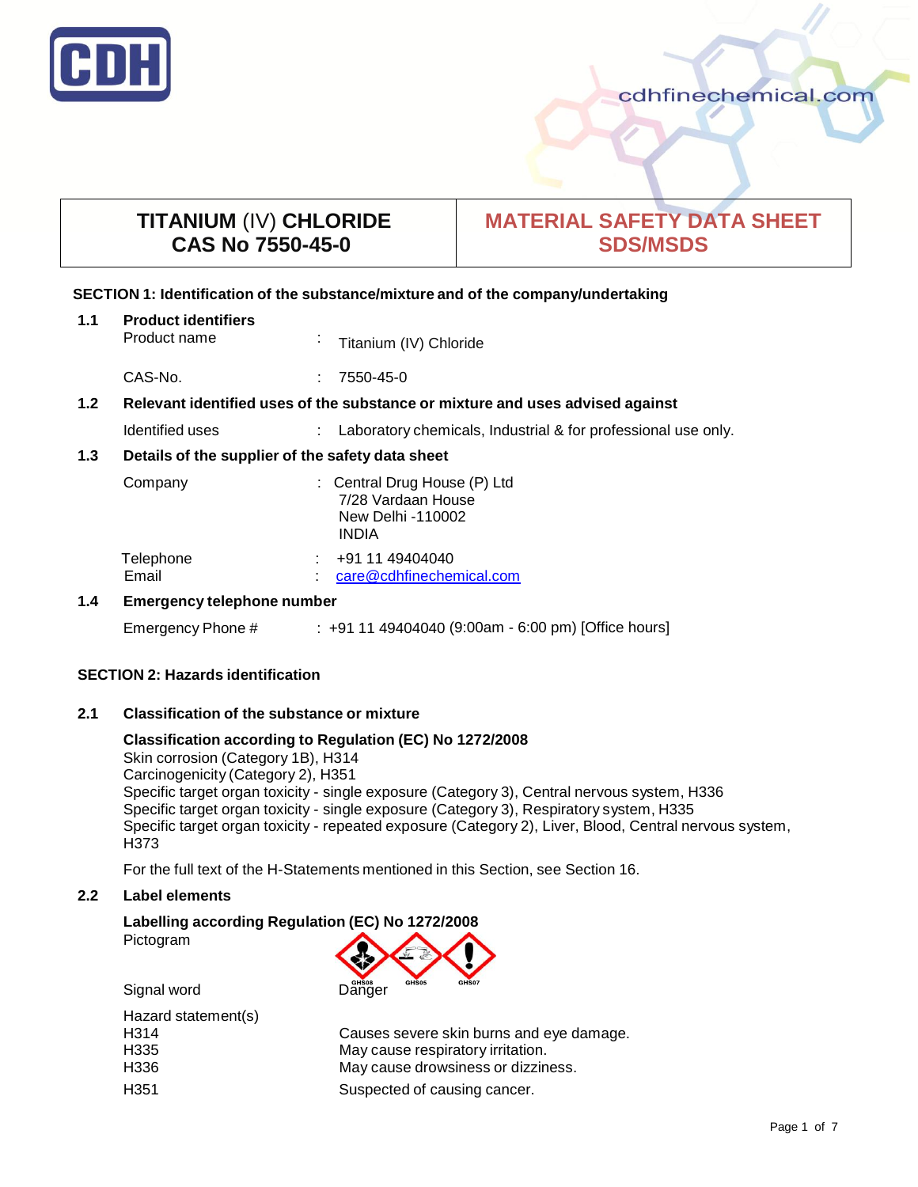# TITANIUM (IV) CHLORIDE
# CAS No 7550-45-0

## MATERIAL SAFETY DATA SHEET SDS/MSDS

### SECTION 1: Identification of the substance/mixture and of the company/undertaking

**1.1 Product identifiers**

Product name : Titanium (IV) Chloride

CAS-No. : 7550-45-0

**1.2 Relevant identified uses of the substance or mixture and uses advised against**

Identified uses : Laboratory chemicals, Industrial & for professional use only.

**1.3 Details of the supplier of the safety data sheet**

Company : Central Drug House (P) Ltd
7/28 Vardaan House
New Delhi -110002
INDIA

Telephone : +91 11 49404040
Email : care@cdhfinechemical.com

**1.4 Emergency telephone number**

Emergency Phone # : +91 11 49404040 (9:00am - 6:00 pm) [Office hours]

### SECTION 2: Hazards identification

**2.1 Classification of the substance or mixture**

**Classification according to Regulation (EC) No 1272/2008**

Skin corrosion (Category 1B), H314
Carcinogenicity (Category 2), H351
Specific target organ toxicity - single exposure (Category 3), Central nervous system, H336
Specific target organ toxicity - single exposure (Category 3), Respiratory system, H335
Specific target organ toxicity - repeated exposure (Category 2), Liver, Blood, Central nervous system, H373

For the full text of the H-Statements mentioned in this Section, see Section 16.

**2.2 Label elements**

**Labelling according Regulation (EC) No 1272/2008**

Pictogram: GHS08 GHS05 GHS07

Signal word: Danger

Hazard statement(s)

| | |
|---|---|
| H314 | Causes severe skin burns and eye damage. |
| H335 | May cause respiratory irritation. |
| H336 | May cause drowsiness or dizziness. |
| H351 | Suspected of causing cancer. |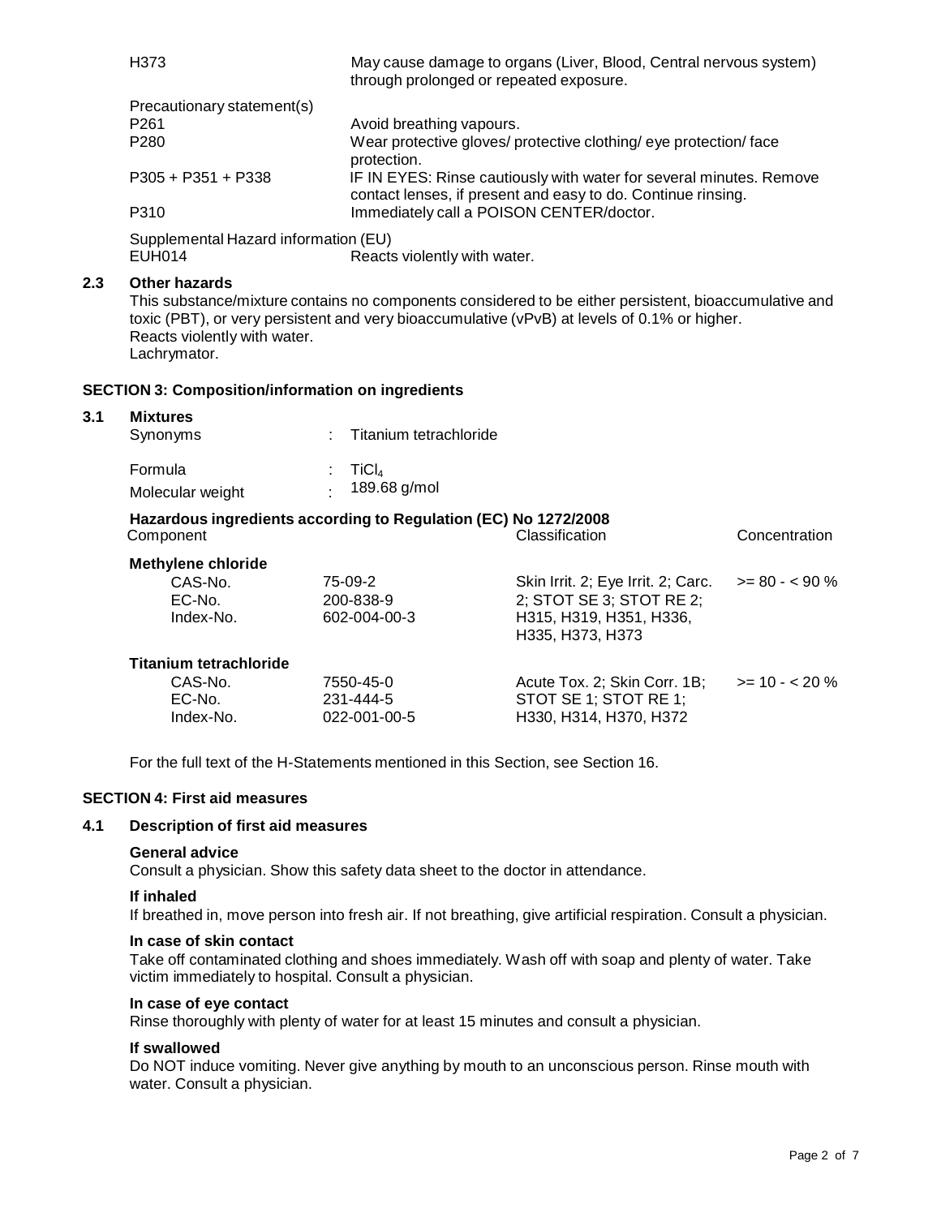| | |
|---|---|
| H373 | May cause damage to organs (Liver, Blood, Central nervous system) through prolonged or repeated exposure. |

Precautionary statement(s)

| | |
|---|---|
| P261 | Avoid breathing vapours. |
| P280 | Wear protective gloves/ protective clothing/ eye protection/ face protection. |
| P305 + P351 + P338 | IF IN EYES: Rinse cautiously with water for several minutes. Remove contact lenses, if present and easy to do. Continue rinsing. |
| P310 | Immediately call a POISON CENTER/doctor. |

Supplemental Hazard information (EU)

| | |
|---|---|
| EUH014 | Reacts violently with water. |

### 2.3 Other hazards

This substance/mixture contains no components considered to be either persistent, bioaccumulative and toxic (PBT), or very persistent and very bioaccumulative (vPvB) at levels of 0.1% or higher.
Reacts violently with water.
Lachrymator.

## SECTION 3: Composition/information on ingredients

### 3.1 Mixtures

| | | |
|---|---|---|
| Synonyms | : | Titanium tetrachloride |
| Formula | : | $TiCl_4$ |
| Molecular weight | : | 189.68 g/mol |

**Hazardous ingredients according to Regulation (EC) No 1272/2008**

| Component | | Classification | Concentration |
|---|---|---|---|
| **Methylene chloride** | | | |
| CAS-No. | 75-09-2 | Skin Irrit. 2; Eye Irrit. 2; Carc. 2; STOT SE 3; STOT RE 2; H315, H319, H351, H336, H335, H373, H373 | >= 80 - < 90 % |
| EC-No. | 200-838-9 | | |
| Index-No. | 602-004-00-3 | | |
| **Titanium tetrachloride** | | | |
| CAS-No. | 7550-45-0 | Acute Tox. 2; Skin Corr. 1B; STOT SE 1; STOT RE 1; H330, H314, H370, H372 | >= 10 - < 20 % |
| EC-No. | 231-444-5 | | |
| Index-No. | 022-001-00-5 | | |

For the full text of the H-Statements mentioned in this Section, see Section 16.

## SECTION 4: First aid measures

### 4.1 Description of first aid measures

**General advice**

Consult a physician. Show this safety data sheet to the doctor in attendance.

**If inhaled**

If breathed in, move person into fresh air. If not breathing, give artificial respiration. Consult a physician.

**In case of skin contact**

Take off contaminated clothing and shoes immediately. Wash off with soap and plenty of water. Take victim immediately to hospital. Consult a physician.

**In case of eye contact**

Rinse thoroughly with plenty of water for at least 15 minutes and consult a physician.

**If swallowed**

Do NOT induce vomiting. Never give anything by mouth to an unconscious person. Rinse mouth with water. Consult a physician.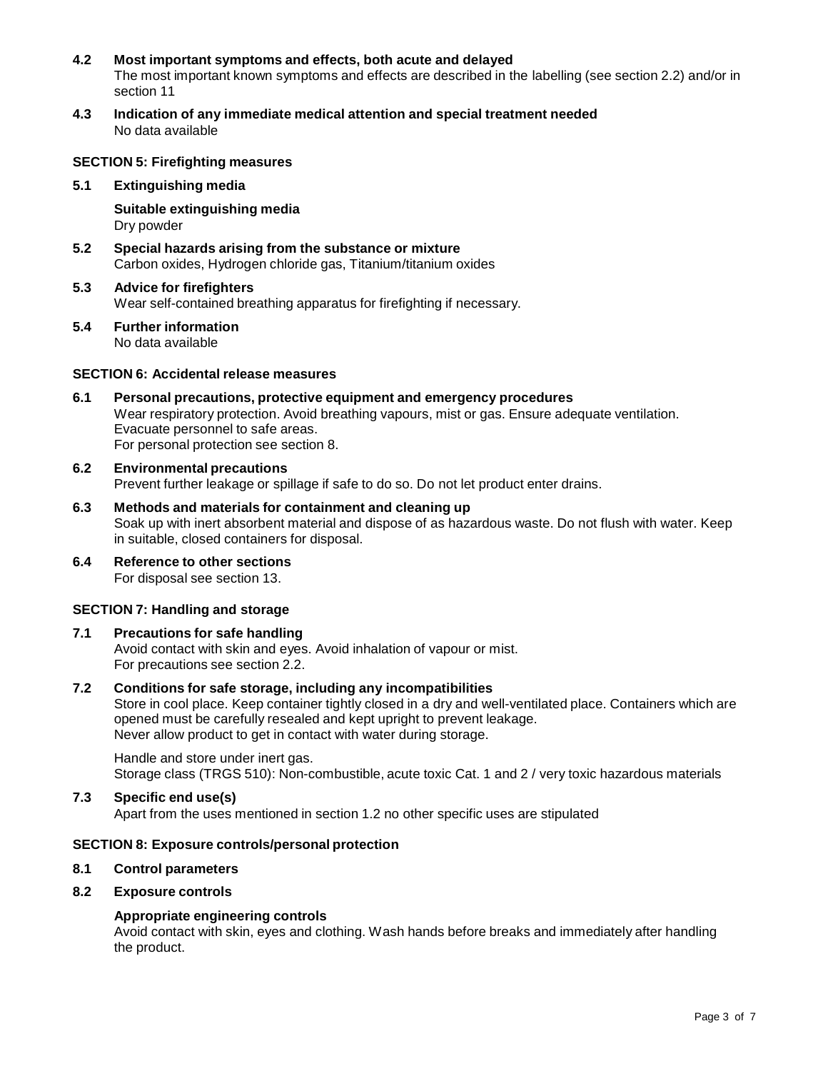### 4.2 Most important symptoms and effects, both acute and delayed

The most important known symptoms and effects are described in the labelling (see section 2.2) and/or in section 11

### 4.3 Indication of any immediate medical attention and special treatment needed

No data available

## SECTION 5: Firefighting measures

### 5.1 Extinguishing media

**Suitable extinguishing media**

Dry powder

### 5.2 Special hazards arising from the substance or mixture

Carbon oxides, Hydrogen chloride gas, Titanium/titanium oxides

### 5.3 Advice for firefighters

Wear self-contained breathing apparatus for firefighting if necessary.

### 5.4 Further information

No data available

## SECTION 6: Accidental release measures

### 6.1 Personal precautions, protective equipment and emergency procedures

Wear respiratory protection. Avoid breathing vapours, mist or gas. Ensure adequate ventilation.
Evacuate personnel to safe areas.
For personal protection see section 8.

### 6.2 Environmental precautions

Prevent further leakage or spillage if safe to do so. Do not let product enter drains.

### 6.3 Methods and materials for containment and cleaning up

Soak up with inert absorbent material and dispose of as hazardous waste. Do not flush with water. Keep in suitable, closed containers for disposal.

### 6.4 Reference to other sections

For disposal see section 13.

## SECTION 7: Handling and storage

### 7.1 Precautions for safe handling

Avoid contact with skin and eyes. Avoid inhalation of vapour or mist.
For precautions see section 2.2.

### 7.2 Conditions for safe storage, including any incompatibilities

Store in cool place. Keep container tightly closed in a dry and well-ventilated place. Containers which are opened must be carefully resealed and kept upright to prevent leakage.
Never allow product to get in contact with water during storage.

Handle and store under inert gas.
Storage class (TRGS 510): Non-combustible, acute toxic Cat. 1 and 2 / very toxic hazardous materials

### 7.3 Specific end use(s)

Apart from the uses mentioned in section 1.2 no other specific uses are stipulated

## SECTION 8: Exposure controls/personal protection

### 8.1 Control parameters

### 8.2 Exposure controls

**Appropriate engineering controls**

Avoid contact with skin, eyes and clothing. Wash hands before breaks and immediately after handling the product.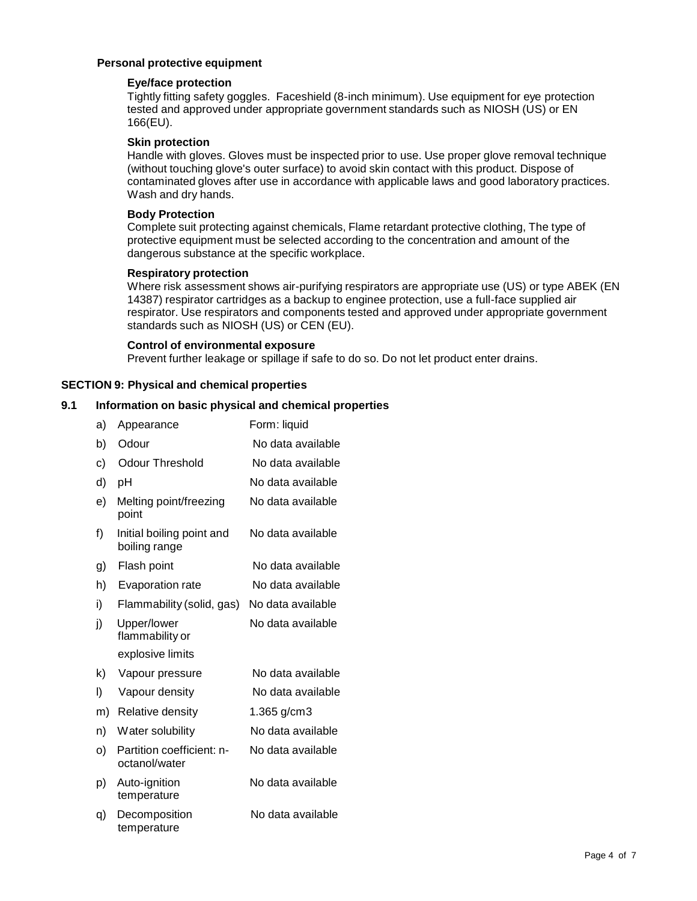### Personal protective equipment

#### Eye/face protection

Tightly fitting safety goggles. Faceshield (8-inch minimum). Use equipment for eye protection tested and approved under appropriate government standards such as NIOSH (US) or EN 166(EU).

#### Skin protection

Handle with gloves. Gloves must be inspected prior to use. Use proper glove removal technique (without touching glove's outer surface) to avoid skin contact with this product. Dispose of contaminated gloves after use in accordance with applicable laws and good laboratory practices. Wash and dry hands.

#### Body Protection

Complete suit protecting against chemicals, Flame retardant protective clothing, The type of protective equipment must be selected according to the concentration and amount of the dangerous substance at the specific workplace.

#### Respiratory protection

Where risk assessment shows air-purifying respirators are appropriate use (US) or type ABEK (EN 14387) respirator cartridges as a backup to enginee protection, use a full-face supplied air respirator. Use respirators and components tested and approved under appropriate government standards such as NIOSH (US) or CEN (EU).

#### Control of environmental exposure

Prevent further leakage or spillage if safe to do so. Do not let product enter drains.

## SECTION 9: Physical and chemical properties

### 9.1 Information on basic physical and chemical properties

| | Property | Value |
|---|---|---|
| a) | Appearance | Form: liquid |
| b) | Odour | No data available |
| c) | Odour Threshold | No data available |
| d) | pH | No data available |
| e) | Melting point/freezing point | No data available |
| f) | Initial boiling point and boiling range | No data available |
| g) | Flash point | No data available |
| h) | Evaporation rate | No data available |
| i) | Flammability (solid, gas) | No data available |
| j) | Upper/lower flammability or explosive limits | No data available |
| k) | Vapour pressure | No data available |
| l) | Vapour density | No data available |
| m) | Relative density | 1.365 g/cm3 |
| n) | Water solubility | No data available |
| o) | Partition coefficient: n-octanol/water | No data available |
| p) | Auto-ignition temperature | No data available |
| q) | Decomposition temperature | No data available |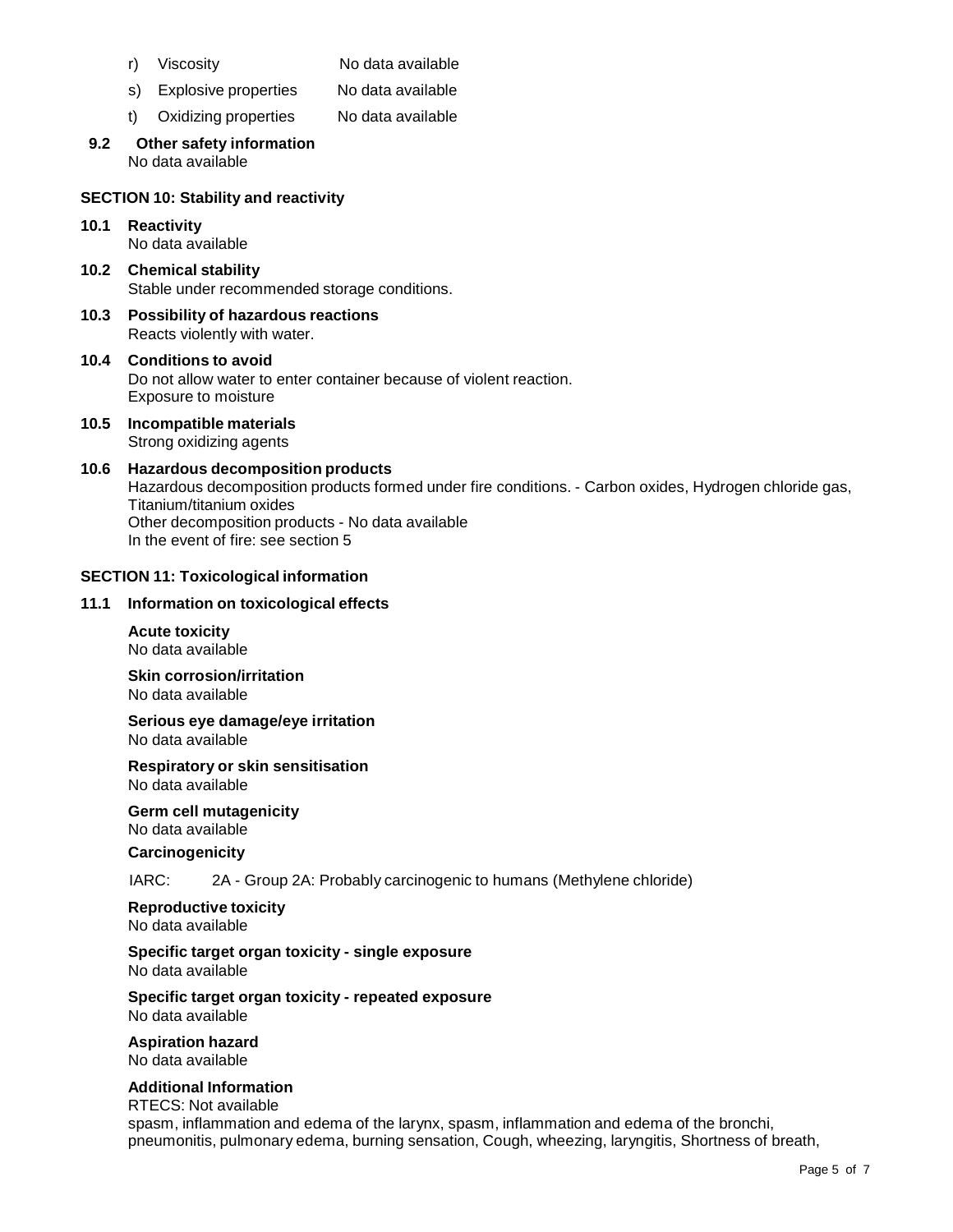r) Viscosity No data available

s) Explosive properties No data available

t) Oxidizing properties No data available

**9.2 Other safety information**

No data available

## SECTION 10: Stability and reactivity

**10.1 Reactivity**

No data available

**10.2 Chemical stability**

Stable under recommended storage conditions.

**10.3 Possibility of hazardous reactions**

Reacts violently with water.

**10.4 Conditions to avoid**

Do not allow water to enter container because of violent reaction.
Exposure to moisture

**10.5 Incompatible materials**

Strong oxidizing agents

**10.6 Hazardous decomposition products**

Hazardous decomposition products formed under fire conditions. - Carbon oxides, Hydrogen chloride gas, Titanium/titanium oxides
Other decomposition products - No data available
In the event of fire: see section 5

## SECTION 11: Toxicological information

**11.1 Information on toxicological effects**

**Acute toxicity**
No data available

**Skin corrosion/irritation**
No data available

**Serious eye damage/eye irritation**
No data available

**Respiratory or skin sensitisation**
No data available

**Germ cell mutagenicity**
No data available

**Carcinogenicity**

IARC: 2A - Group 2A: Probably carcinogenic to humans (Methylene chloride)

**Reproductive toxicity**
No data available

**Specific target organ toxicity - single exposure**
No data available

**Specific target organ toxicity - repeated exposure**
No data available

**Aspiration hazard**
No data available

**Additional Information**

RTECS: Not available
spasm, inflammation and edema of the larynx, spasm, inflammation and edema of the bronchi, pneumonitis, pulmonary edema, burning sensation, Cough, wheezing, laryngitis, Shortness of breath,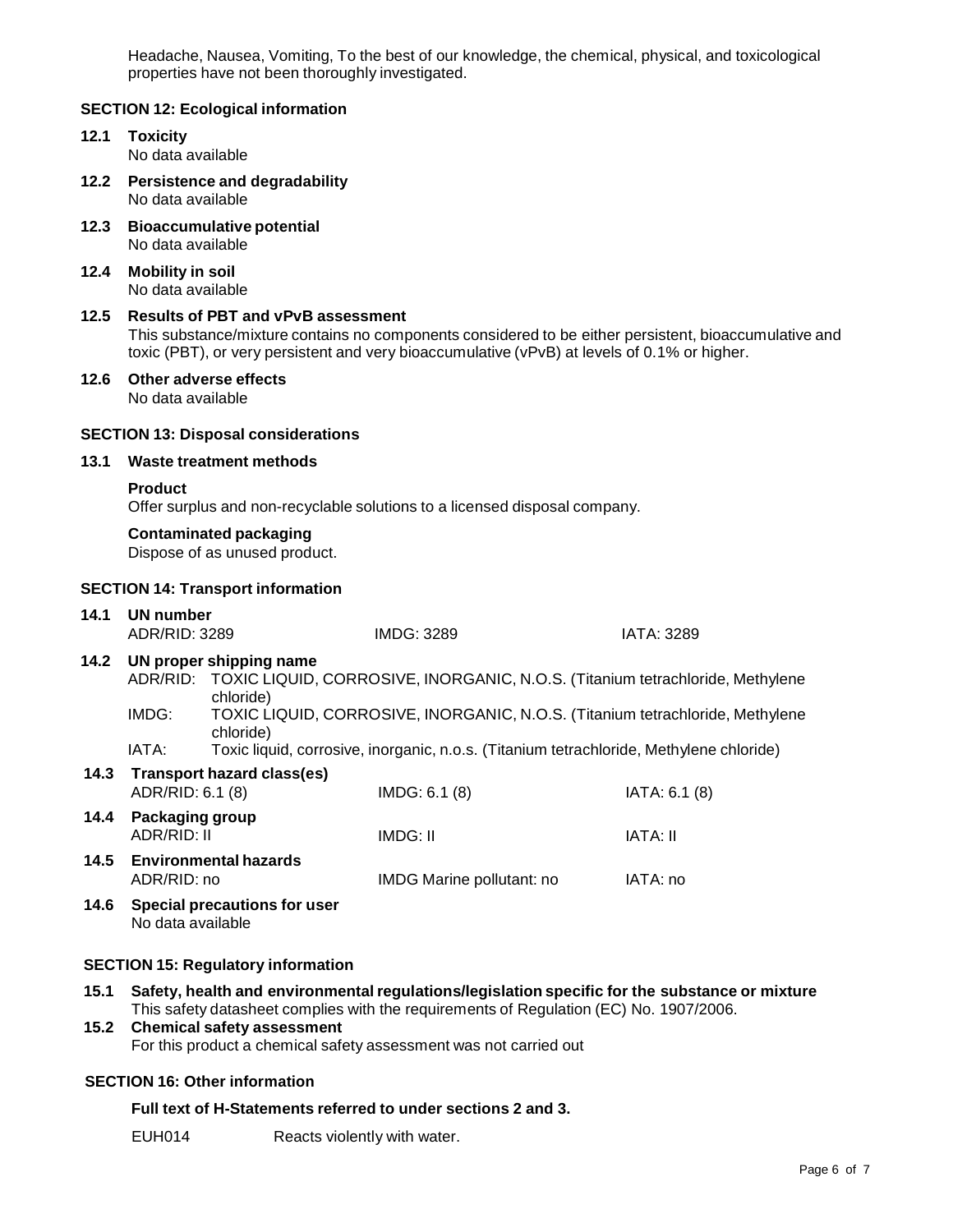Headache, Nausea, Vomiting, To the best of our knowledge, the chemical, physical, and toxicological properties have not been thoroughly investigated.

## SECTION 12: Ecological information

### 12.1 Toxicity

No data available

### 12.2 Persistence and degradability

No data available

### 12.3 Bioaccumulative potential

No data available

### 12.4 Mobility in soil

No data available

### 12.5 Results of PBT and vPvB assessment

This substance/mixture contains no components considered to be either persistent, bioaccumulative and toxic (PBT), or very persistent and very bioaccumulative (vPvB) at levels of 0.1% or higher.

### 12.6 Other adverse effects

No data available

## SECTION 13: Disposal considerations

### 13.1 Waste treatment methods

**Product**

Offer surplus and non-recyclable solutions to a licensed disposal company.

**Contaminated packaging**

Dispose of as unused product.

## SECTION 14: Transport information

### 14.1 UN number

| ADR/RID: 3289 | IMDG: 3289 | IATA: 3289 |
|---|---|---|

### 14.2 UN proper shipping name

ADR/RID: TOXIC LIQUID, CORROSIVE, INORGANIC, N.O.S. (Titanium tetrachloride, Methylene chloride)

IMDG: TOXIC LIQUID, CORROSIVE, INORGANIC, N.O.S. (Titanium tetrachloride, Methylene chloride)

IATA: Toxic liquid, corrosive, inorganic, n.o.s. (Titanium tetrachloride, Methylene chloride)

### 14.3 Transport hazard class(es)

| ADR/RID: 6.1 (8) | IMDG: 6.1 (8) | IATA: 6.1 (8) |
|---|---|---|

### 14.4 Packaging group

| ADR/RID: II | IMDG: II | IATA: II |
|---|---|---|

### 14.5 Environmental hazards

| ADR/RID: no | IMDG Marine pollutant: no | IATA: no |
|---|---|---|

### 14.6 Special precautions for user

No data available

## SECTION 15: Regulatory information

### 15.1 Safety, health and environmental regulations/legislation specific for the substance or mixture

This safety datasheet complies with the requirements of Regulation (EC) No. 1907/2006.

### 15.2 Chemical safety assessment

For this product a chemical safety assessment was not carried out

## SECTION 16: Other information

**Full text of H-Statements referred to under sections 2 and 3.**

EUH014 Reacts violently with water.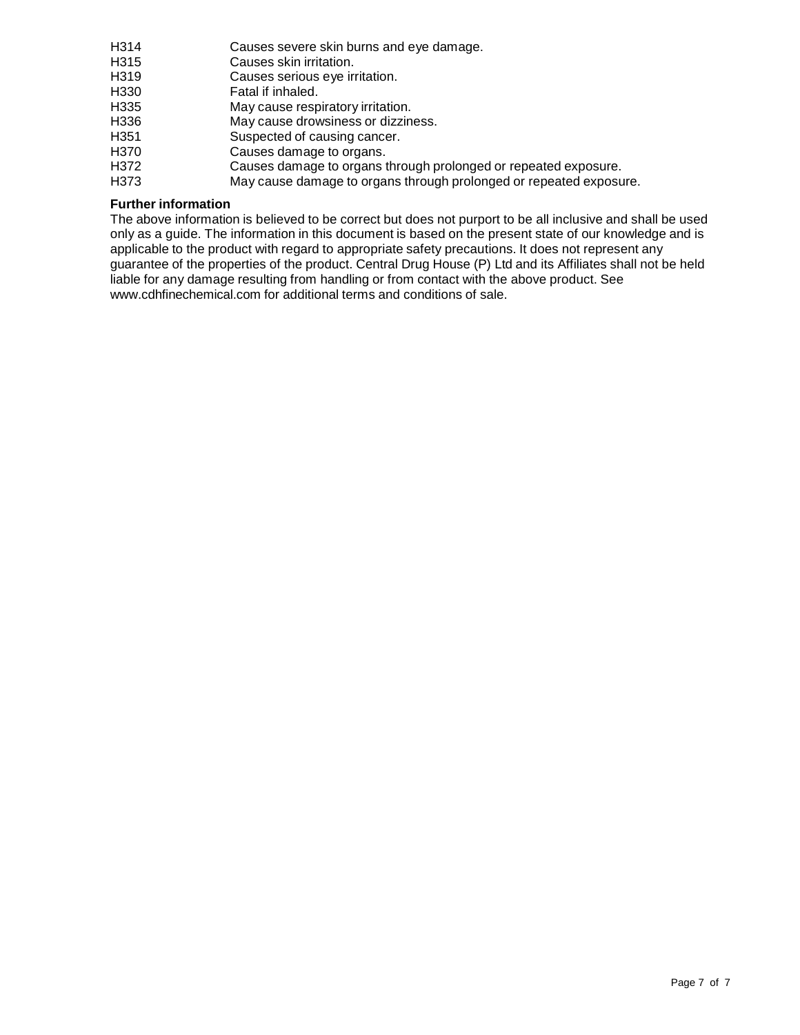H314 Causes severe skin burns and eye damage.
H315 Causes skin irritation.
H319 Causes serious eye irritation.
H330 Fatal if inhaled.
H335 May cause respiratory irritation.
H336 May cause drowsiness or dizziness.
H351 Suspected of causing cancer.
H370 Causes damage to organs.
H372 Causes damage to organs through prolonged or repeated exposure.
H373 May cause damage to organs through prolonged or repeated exposure.

**Further information**

The above information is believed to be correct but does not purport to be all inclusive and shall be used only as a guide. The information in this document is based on the present state of our knowledge and is applicable to the product with regard to appropriate safety precautions. It does not represent any guarantee of the properties of the product. Central Drug House (P) Ltd and its Affiliates shall not be held liable for any damage resulting from handling or from contact with the above product. See www.cdhfinechemical.com for additional terms and conditions of sale.